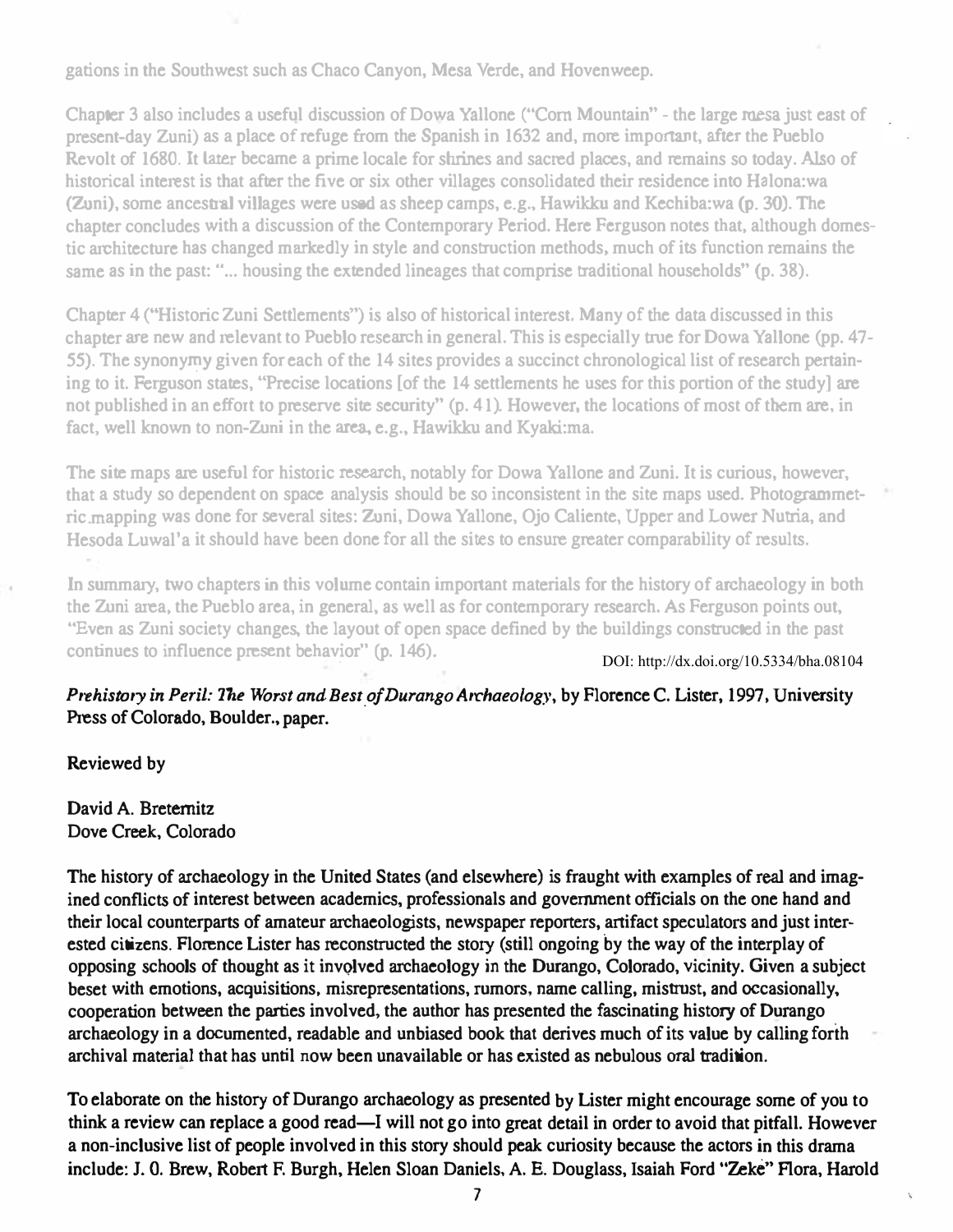gations in the Southwest such as Chaco Canyon, Mesa Verde, and Hovenweep.

Chapter 3 also includes a useful discussion of Dowa Yallone ("Corn Mountain" - the large mesa just east of present-day Zuni) as a place of refuge from the Spanish in 1632 and, more important, after the Pueblo Revolt of 1680. It later became a prime locale for shrines and sacred places, and remains so today. Also of historical interest is that after the five or six other villages consolidated their residence into Halona:wa (Zuni), some ancestral villages were used as sheep camps, e.g., Hawikku and Kechiba:wa (p. 30). The chapter concludes with a discussion of the Contemporary Period. Here Ferguson notes that, although domestic architecture has changed markedly in style and construction methods, much of its function remains the same as in the past: "... housing the extended lineages that comprise traditional households" (p. 38).

Chapter 4 ("Historic Zuni Settlements") is also of historical interest. Many of the data discussed in this chapter are new and relevant to Pueblo research in general. This is especially true for Dowa Yallone (pp. 47-55). The synonymy given for each of the 14 sites provides a succinct chronological list of research pertaining to it. Ferguson states, "Precise locations [of the 14 settlements he uses for this portion of the study] are not published in an effort to preserve site security" (p. 41). However, the locations of most of them are, in fact, well known to non-Zuni in the area, e.g., Hawikku and Kyaki:ma.

The site maps are useful for historic research, notably for Dowa Yallone and Zuni. It is curious, however, that a study so dependent on space analysis should be so inconsistent in the site maps used. Photogrammetric mapping was done for several sites: Zuni, Dowa Yallone, Ojo Caliente, Upper and Lower Nutria, and Hesoda Luwal'a it should have been done for all the sites to ensure greater comparability of results.

In summary, two chapters in this volume contain important materials for the history of archaeology in both the Zuni area, the Pueblo area, in general, as well as for contemporary research. As Ferguson points out, "Even as Zuni society changes, the layout of open space defined by the buildings constructed in the past continues to influence present behavior" (p. 146).

DOI: http://dx.doi.org/10.5334/bha.08104

***Prehistory in Peril: The Worst and Best of Durango Archaeology*, by Florence C. Lister, 1997, University Press of Colorado, Boulder., paper.**

**Reviewed by**

**David A. Breternitz**
**Dove Creek, Colorado**

**The history of archaeology in the United States (and elsewhere) is fraught with examples of real and imagined conflicts of interest between academics, professionals and government officials on the one hand and their local counterparts of amateur archaeologists, newspaper reporters, artifact speculators and just interested citizens. Florence Lister has reconstructed the story (still ongoing by the way of the interplay of opposing schools of thought as it involved archaeology in the Durango, Colorado, vicinity. Given a subject beset with emotions, acquisitions, misrepresentations, rumors, name calling, mistrust, and occasionally, cooperation between the parties involved, the author has presented the fascinating history of Durango archaeology in a documented, readable and unbiased book that derives much of its value by calling forth archival material that has until now been unavailable or has existed as nebulous oral tradition.**

**To elaborate on the history of Durango archaeology as presented by Lister might encourage some of you to think a review can replace a good read—I will not go into great detail in order to avoid that pitfall. However a non-inclusive list of people involved in this story should peak curiosity because the actors in this drama include: J. O. Brew, Robert F. Burgh, Helen Sloan Daniels, A. E. Douglass, Isaiah Ford "Zeke" Flora, Harold**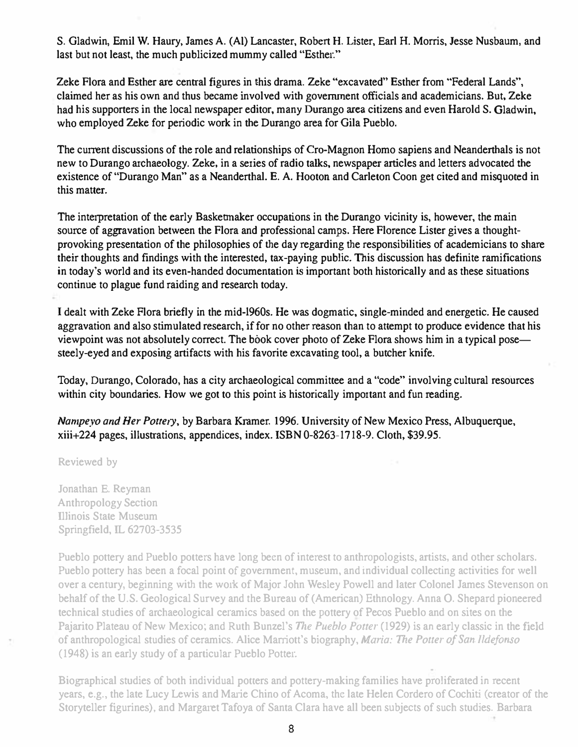S. Gladwin, Emil W. Haury, James A. (Al) Lancaster, Robert H. Lister, Earl H. Morris, Jesse Nusbaum, and last but not least, the much publicized mummy called "Esther."

Zeke Flora and Esther are central figures in this drama. Zeke "excavated" Esther from "Federal Lands", claimed her as his own and thus became involved with government officials and academicians. But, Zeke had his supporters in the local newspaper editor, many Durango area citizens and even Harold S. Gladwin, who employed Zeke for periodic work in the Durango area for Gila Pueblo.

The current discussions of the role and relationships of Cro-Magnon Homo sapiens and Neanderthals is not new to Durango archaeology. Zeke, in a series of radio talks, newspaper articles and letters advocated the existence of "Durango Man" as a Neanderthal. E. A. Hooton and Carleton Coon get cited and misquoted in this matter.

The interpretation of the early Basketmaker occupations in the Durango vicinity is, however, the main source of aggravation between the Flora and professional camps. Here Florence Lister gives a thought-provoking presentation of the philosophies of the day regarding the responsibilities of academicians to share their thoughts and findings with the interested, tax-paying public. This discussion has definite ramifications in today's world and its even-handed documentation is important both historically and as these situations continue to plague fund raiding and research today.

I dealt with Zeke Flora briefly in the mid-1960s. He was dogmatic, single-minded and energetic. He caused aggravation and also stimulated research, if for no other reason than to attempt to produce evidence that his viewpoint was not absolutely correct. The book cover photo of Zeke Flora shows him in a typical pose—steely-eyed and exposing artifacts with his favorite excavating tool, a butcher knife.

Today, Durango, Colorado, has a city archaeological committee and a "code" involving cultural resources within city boundaries. How we got to this point is historically important and fun reading.

*Nampeyo and Her Pottery*, by Barbara Kramer. 1996. University of New Mexico Press, Albuquerque, xiii+224 pages, illustrations, appendices, index. ISBN 0-8263-1718-9. Cloth, $39.95.

Reviewed by

Jonathan E. Reyman
Anthropology Section
Illinois State Museum
Springfield, IL 62703-3535

Pueblo pottery and Pueblo potters have long been of interest to anthropologists, artists, and other scholars. Pueblo pottery has been a focal point of government, museum, and individual collecting activities for well over a century, beginning with the work of Major John Wesley Powell and later Colonel James Stevenson on behalf of the U.S. Geological Survey and the Bureau of (American) Ethnology. Anna O. Shepard pioneered technical studies of archaeological ceramics based on the pottery of Pecos Pueblo and on sites on the Pajarito Plateau of New Mexico; and Ruth Bunzel's *The Pueblo Potter* (1929) is an early classic in the field of anthropological studies of ceramics. Alice Marriott's biography, *Maria: The Potter of San Ildefonso* (1948) is an early study of a particular Pueblo Potter.

Biographical studies of both individual potters and pottery-making families have proliferated in recent years, e.g., the late Lucy Lewis and Marie Chino of Acoma, the late Helen Cordero of Cochiti (creator of the Storyteller figurines), and Margaret Tafoya of Santa Clara have all been subjects of such studies. Barbara